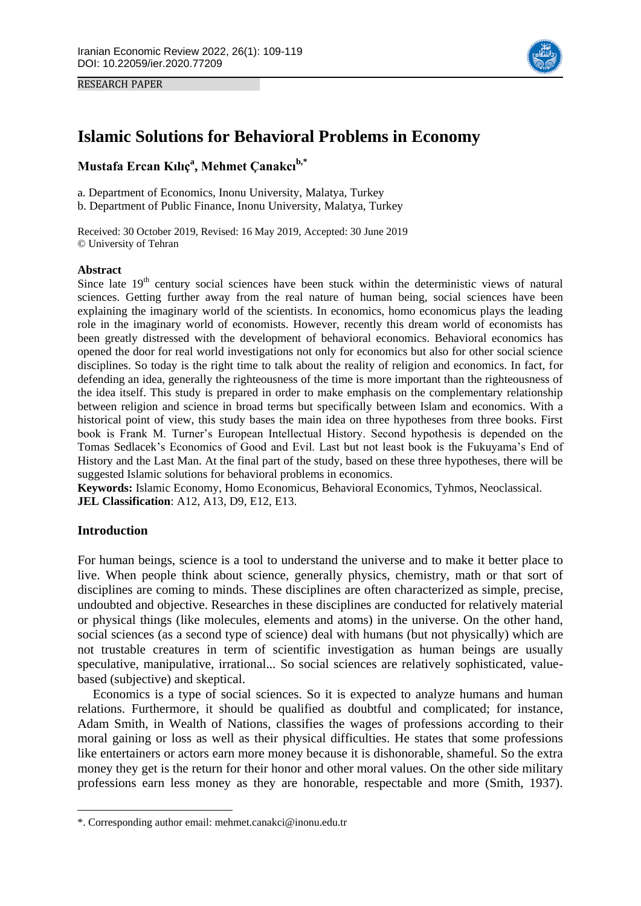RESEARCH PAPER

# Islamic Solutions for Behavioral Problems in Economy

**Mustafa Ercan Kılıç[a], Mehmet Çanakcı[b,*]**

a. Department of Economics, Inonu University, Malatya, Turkey
b. Department of Public Finance, Inonu University, Malatya, Turkey

Received: 30 October 2019, Revised: 16 May 2019, Accepted: 30 June 2019
© University of Tehran

### Abstract

Since late 19th century social sciences have been stuck within the deterministic views of natural sciences. Getting further away from the real nature of human being, social sciences have been explaining the imaginary world of the scientists. In economics, homo economicus plays the leading role in the imaginary world of economists. However, recently this dream world of economists has been greatly distressed with the development of behavioral economics. Behavioral economics has opened the door for real world investigations not only for economics but also for other social science disciplines. So today is the right time to talk about the reality of religion and economics. In fact, for defending an idea, generally the righteousness of the time is more important than the righteousness of the idea itself. This study is prepared in order to make emphasis on the complementary relationship between religion and science in broad terms but specifically between Islam and economics. With a historical point of view, this study bases the main idea on three hypotheses from three books. First book is Frank M. Turner's European Intellectual History. Second hypothesis is depended on the Tomas Sedlacek's Economics of Good and Evil. Last but not least book is the Fukuyama's End of History and the Last Man. At the final part of the study, based on these three hypotheses, there will be suggested Islamic solutions for behavioral problems in economics.

**Keywords:** Islamic Economy, Homo Economicus, Behavioral Economics, Tyhmos, Neoclassical.
**JEL Classification**: A12, A13, D9, E12, E13.

## Introduction

For human beings, science is a tool to understand the universe and to make it better place to live. When people think about science, generally physics, chemistry, math or that sort of disciplines are coming to minds. These disciplines are often characterized as simple, precise, undoubted and objective. Researches in these disciplines are conducted for relatively material or physical things (like molecules, elements and atoms) in the universe. On the other hand, social sciences (as a second type of science) deal with humans (but not physically) which are not trustable creatures in term of scientific investigation as human beings are usually speculative, manipulative, irrational... So social sciences are relatively sophisticated, value-based (subjective) and skeptical.

Economics is a type of social sciences. So it is expected to analyze humans and human relations. Furthermore, it should be qualified as doubtful and complicated; for instance, Adam Smith, in Wealth of Nations, classifies the wages of professions according to their moral gaining or loss as well as their physical difficulties. He states that some professions like entertainers or actors earn more money because it is dishonorable, shameful. So the extra money they get is the return for their honor and other moral values. On the other side military professions earn less money as they are honorable, respectable and more (Smith, 1937).

*. Corresponding author email: mehmet.canakci@inonu.edu.tr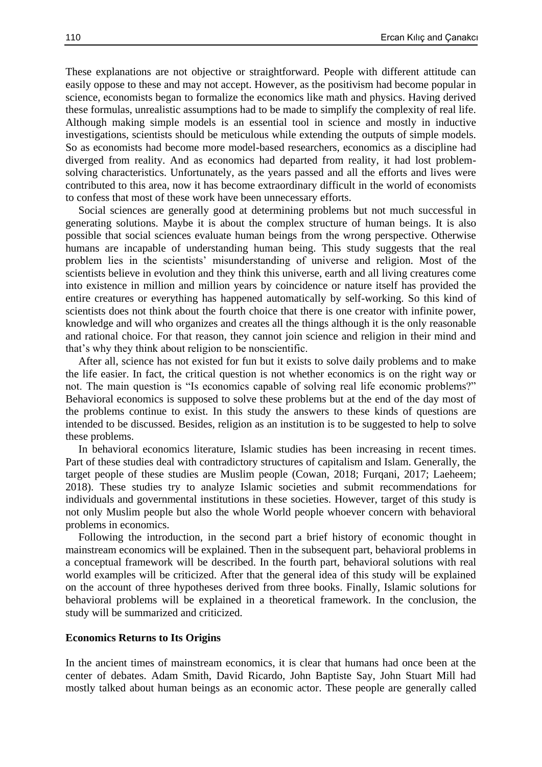These explanations are not objective or straightforward. People with different attitude can easily oppose to these and may not accept. However, as the positivism had become popular in science, economists began to formalize the economics like math and physics. Having derived these formulas, unrealistic assumptions had to be made to simplify the complexity of real life. Although making simple models is an essential tool in science and mostly in inductive investigations, scientists should be meticulous while extending the outputs of simple models. So as economists had become more model-based researchers, economics as a discipline had diverged from reality. And as economics had departed from reality, it had lost problem-solving characteristics. Unfortunately, as the years passed and all the efforts and lives were contributed to this area, now it has become extraordinary difficult in the world of economists to confess that most of these work have been unnecessary efforts.

Social sciences are generally good at determining problems but not much successful in generating solutions. Maybe it is about the complex structure of human beings. It is also possible that social sciences evaluate human beings from the wrong perspective. Otherwise humans are incapable of understanding human being. This study suggests that the real problem lies in the scientists' misunderstanding of universe and religion. Most of the scientists believe in evolution and they think this universe, earth and all living creatures come into existence in million and million years by coincidence or nature itself has provided the entire creatures or everything has happened automatically by self-working. So this kind of scientists does not think about the fourth choice that there is one creator with infinite power, knowledge and will who organizes and creates all the things although it is the only reasonable and rational choice. For that reason, they cannot join science and religion in their mind and that's why they think about religion to be nonscientific.

After all, science has not existed for fun but it exists to solve daily problems and to make the life easier. In fact, the critical question is not whether economics is on the right way or not. The main question is "Is economics capable of solving real life economic problems?" Behavioral economics is supposed to solve these problems but at the end of the day most of the problems continue to exist. In this study the answers to these kinds of questions are intended to be discussed. Besides, religion as an institution is to be suggested to help to solve these problems.

In behavioral economics literature, Islamic studies has been increasing in recent times. Part of these studies deal with contradictory structures of capitalism and Islam. Generally, the target people of these studies are Muslim people (Cowan, 2018; Furqani, 2017; Laeheem; 2018). These studies try to analyze Islamic societies and submit recommendations for individuals and governmental institutions in these societies. However, target of this study is not only Muslim people but also the whole World people whoever concern with behavioral problems in economics.

Following the introduction, in the second part a brief history of economic thought in mainstream economics will be explained. Then in the subsequent part, behavioral problems in a conceptual framework will be described. In the fourth part, behavioral solutions with real world examples will be criticized. After that the general idea of this study will be explained on the account of three hypotheses derived from three books. Finally, Islamic solutions for behavioral problems will be explained in a theoretical framework. In the conclusion, the study will be summarized and criticized.

## Economics Returns to Its Origins

In the ancient times of mainstream economics, it is clear that humans had once been at the center of debates. Adam Smith, David Ricardo, John Baptiste Say, John Stuart Mill had mostly talked about human beings as an economic actor. These people are generally called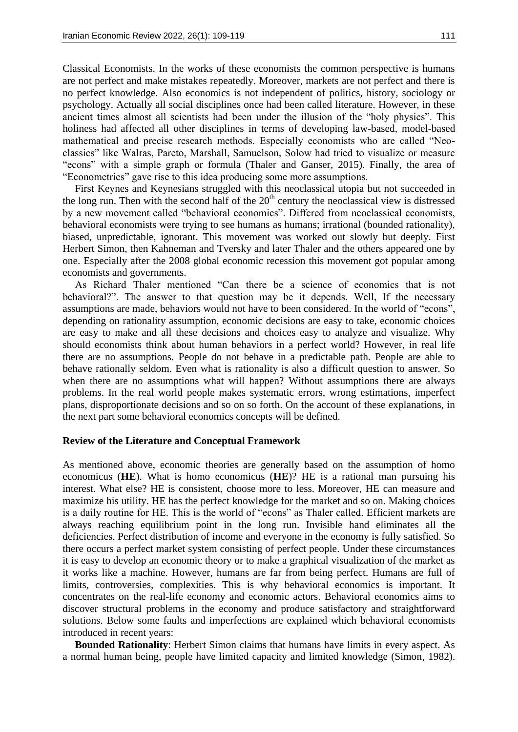Classical Economists. In the works of these economists the common perspective is humans are not perfect and make mistakes repeatedly. Moreover, markets are not perfect and there is no perfect knowledge. Also economics is not independent of politics, history, sociology or psychology. Actually all social disciplines once had been called literature. However, in these ancient times almost all scientists had been under the illusion of the "holy physics". This holiness had affected all other disciplines in terms of developing law-based, model-based mathematical and precise research methods. Especially economists who are called "Neo-classics" like Walras, Pareto, Marshall, Samuelson, Solow had tried to visualize or measure "econs" with a simple graph or formula (Thaler and Ganser, 2015). Finally, the area of "Econometrics" gave rise to this idea producing some more assumptions.

First Keynes and Keynesians struggled with this neoclassical utopia but not succeeded in the long run. Then with the second half of the 20th century the neoclassical view is distressed by a new movement called "behavioral economics". Differed from neoclassical economists, behavioral economists were trying to see humans as humans; irrational (bounded rationality), biased, unpredictable, ignorant. This movement was worked out slowly but deeply. First Herbert Simon, then Kahneman and Tversky and later Thaler and the others appeared one by one. Especially after the 2008 global economic recession this movement got popular among economists and governments.

As Richard Thaler mentioned "Can there be a science of economics that is not behavioral?". The answer to that question may be it depends. Well, If the necessary assumptions are made, behaviors would not have to been considered. In the world of "econs", depending on rationality assumption, economic decisions are easy to take, economic choices are easy to make and all these decisions and choices easy to analyze and visualize. Why should economists think about human behaviors in a perfect world? However, in real life there are no assumptions. People do not behave in a predictable path. People are able to behave rationally seldom. Even what is rationality is also a difficult question to answer. So when there are no assumptions what will happen? Without assumptions there are always problems. In the real world people makes systematic errors, wrong estimations, imperfect plans, disproportionate decisions and so on so forth. On the account of these explanations, in the next part some behavioral economics concepts will be defined.

## Review of the Literature and Conceptual Framework

As mentioned above, economic theories are generally based on the assumption of homo economicus (**HE**). What is homo economicus (**HE**)? HE is a rational man pursuing his interest. What else? HE is consistent, choose more to less. Moreover, HE can measure and maximize his utility. HE has the perfect knowledge for the market and so on. Making choices is a daily routine for HE. This is the world of "econs" as Thaler called. Efficient markets are always reaching equilibrium point in the long run. Invisible hand eliminates all the deficiencies. Perfect distribution of income and everyone in the economy is fully satisfied. So there occurs a perfect market system consisting of perfect people. Under these circumstances it is easy to develop an economic theory or to make a graphical visualization of the market as it works like a machine. However, humans are far from being perfect. Humans are full of limits, controversies, complexities. This is why behavioral economics is important. It concentrates on the real-life economy and economic actors. Behavioral economics aims to discover structural problems in the economy and produce satisfactory and straightforward solutions. Below some faults and imperfections are explained which behavioral economists introduced in recent years:

**Bounded Rationality**: Herbert Simon claims that humans have limits in every aspect. As a normal human being, people have limited capacity and limited knowledge (Simon, 1982).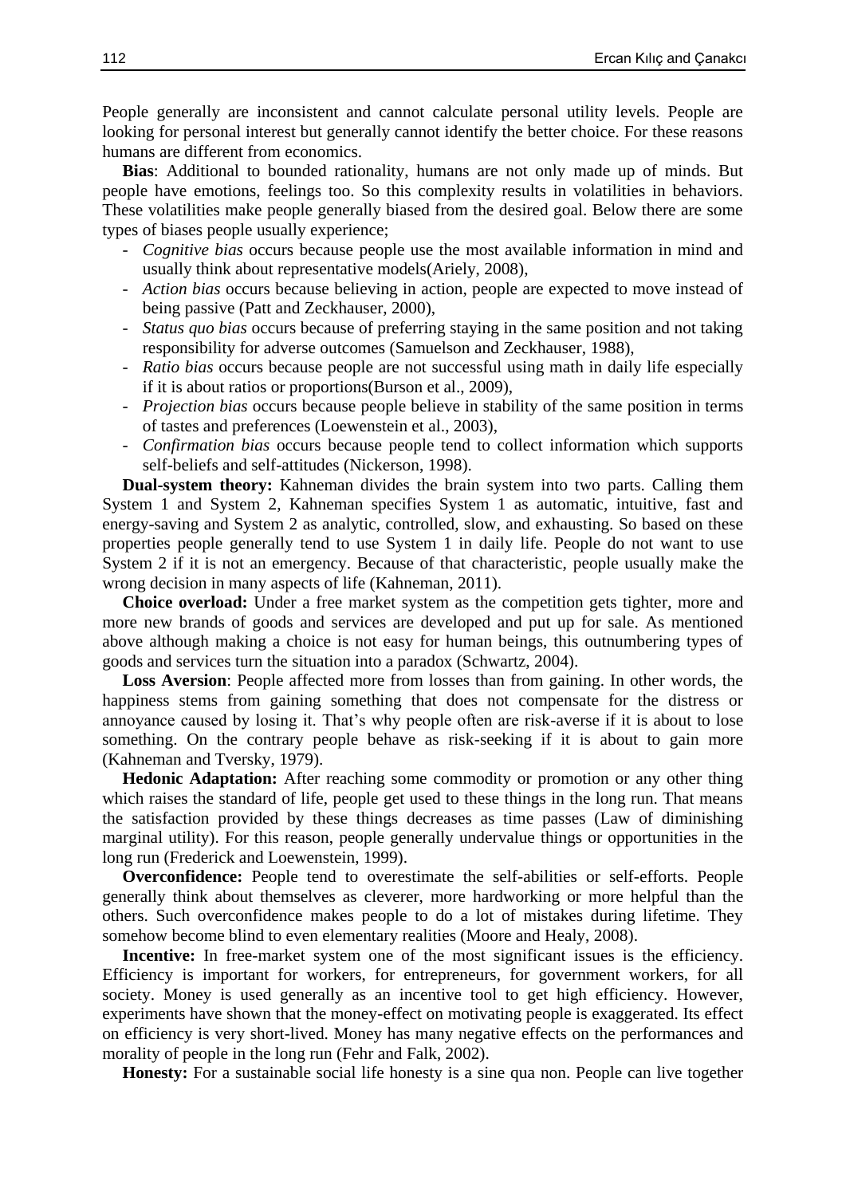People generally are inconsistent and cannot calculate personal utility levels. People are looking for personal interest but generally cannot identify the better choice. For these reasons humans are different from economics.

**Bias**: Additional to bounded rationality, humans are not only made up of minds. But people have emotions, feelings too. So this complexity results in volatilities in behaviors. These volatilities make people generally biased from the desired goal. Below there are some types of biases people usually experience;

- *Cognitive bias* occurs because people use the most available information in mind and usually think about representative models(Ariely, 2008),
- *Action bias* occurs because believing in action, people are expected to move instead of being passive (Patt and Zeckhauser, 2000),
- *Status quo bias* occurs because of preferring staying in the same position and not taking responsibility for adverse outcomes (Samuelson and Zeckhauser, 1988),
- *Ratio bias* occurs because people are not successful using math in daily life especially if it is about ratios or proportions(Burson et al., 2009),
- *Projection bias* occurs because people believe in stability of the same position in terms of tastes and preferences (Loewenstein et al., 2003),
- *Confirmation bias* occurs because people tend to collect information which supports self-beliefs and self-attitudes (Nickerson, 1998).

**Dual-system theory:** Kahneman divides the brain system into two parts. Calling them System 1 and System 2, Kahneman specifies System 1 as automatic, intuitive, fast and energy-saving and System 2 as analytic, controlled, slow, and exhausting. So based on these properties people generally tend to use System 1 in daily life. People do not want to use System 2 if it is not an emergency. Because of that characteristic, people usually make the wrong decision in many aspects of life (Kahneman, 2011).

**Choice overload:** Under a free market system as the competition gets tighter, more and more new brands of goods and services are developed and put up for sale. As mentioned above although making a choice is not easy for human beings, this outnumbering types of goods and services turn the situation into a paradox (Schwartz, 2004).

**Loss Aversion**: People affected more from losses than from gaining. In other words, the happiness stems from gaining something that does not compensate for the distress or annoyance caused by losing it. That's why people often are risk-averse if it is about to lose something. On the contrary people behave as risk-seeking if it is about to gain more (Kahneman and Tversky, 1979).

**Hedonic Adaptation:** After reaching some commodity or promotion or any other thing which raises the standard of life, people get used to these things in the long run. That means the satisfaction provided by these things decreases as time passes (Law of diminishing marginal utility). For this reason, people generally undervalue things or opportunities in the long run (Frederick and Loewenstein, 1999).

**Overconfidence:** People tend to overestimate the self-abilities or self-efforts. People generally think about themselves as cleverer, more hardworking or more helpful than the others. Such overconfidence makes people to do a lot of mistakes during lifetime. They somehow become blind to even elementary realities (Moore and Healy, 2008).

**Incentive:** In free-market system one of the most significant issues is the efficiency. Efficiency is important for workers, for entrepreneurs, for government workers, for all society. Money is used generally as an incentive tool to get high efficiency. However, experiments have shown that the money-effect on motivating people is exaggerated. Its effect on efficiency is very short-lived. Money has many negative effects on the performances and morality of people in the long run (Fehr and Falk, 2002).

**Honesty:** For a sustainable social life honesty is a sine qua non. People can live together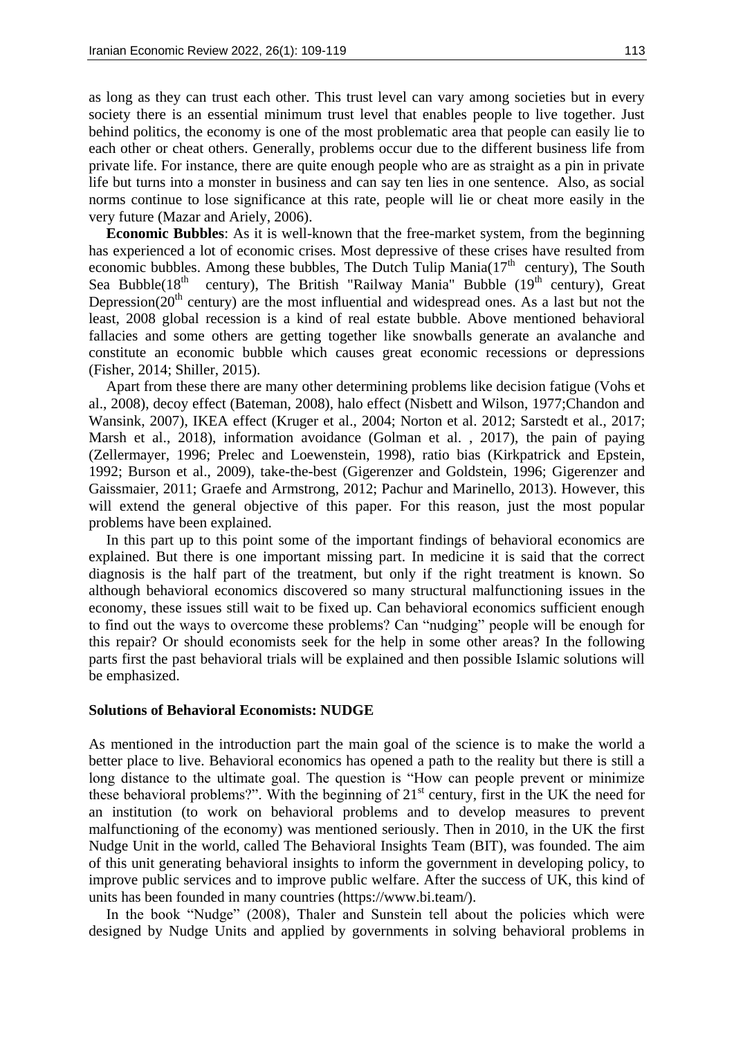as long as they can trust each other. This trust level can vary among societies but in every society there is an essential minimum trust level that enables people to live together. Just behind politics, the economy is one of the most problematic area that people can easily lie to each other or cheat others. Generally, problems occur due to the different business life from private life. For instance, there are quite enough people who are as straight as a pin in private life but turns into a monster in business and can say ten lies in one sentence. Also, as social norms continue to lose significance at this rate, people will lie or cheat more easily in the very future (Mazar and Ariely, 2006).

**Economic Bubbles**: As it is well-known that the free-market system, from the beginning has experienced a lot of economic crises. Most depressive of these crises have resulted from economic bubbles. Among these bubbles, The Dutch Tulip Mania($17^{th}$ century), The South Sea Bubble($18^{th}$ century), The British "Railway Mania" Bubble ($19^{th}$ century), Great Depression($20^{th}$ century) are the most influential and widespread ones. As a last but not the least, 2008 global recession is a kind of real estate bubble. Above mentioned behavioral fallacies and some others are getting together like snowballs generate an avalanche and constitute an economic bubble which causes great economic recessions or depressions (Fisher, 2014; Shiller, 2015).

Apart from these there are many other determining problems like decision fatigue (Vohs et al., 2008), decoy effect (Bateman, 2008), halo effect (Nisbett and Wilson, 1977;Chandon and Wansink, 2007), IKEA effect (Kruger et al., 2004; Norton et al. 2012; Sarstedt et al., 2017; Marsh et al., 2018), information avoidance (Golman et al. , 2017), the pain of paying (Zellermayer, 1996; Prelec and Loewenstein, 1998), ratio bias (Kirkpatrick and Epstein, 1992; Burson et al., 2009), take-the-best (Gigerenzer and Goldstein, 1996; Gigerenzer and Gaissmaier, 2011; Graefe and Armstrong, 2012; Pachur and Marinello, 2013). However, this will extend the general objective of this paper. For this reason, just the most popular problems have been explained.

In this part up to this point some of the important findings of behavioral economics are explained. But there is one important missing part. In medicine it is said that the correct diagnosis is the half part of the treatment, but only if the right treatment is known. So although behavioral economics discovered so many structural malfunctioning issues in the economy, these issues still wait to be fixed up. Can behavioral economics sufficient enough to find out the ways to overcome these problems? Can "nudging" people will be enough for this repair? Or should economists seek for the help in some other areas? In the following parts first the past behavioral trials will be explained and then possible Islamic solutions will be emphasized.

### Solutions of Behavioral Economists: NUDGE

As mentioned in the introduction part the main goal of the science is to make the world a better place to live. Behavioral economics has opened a path to the reality but there is still a long distance to the ultimate goal. The question is "How can people prevent or minimize these behavioral problems?". With the beginning of $21^{st}$ century, first in the UK the need for an institution (to work on behavioral problems and to develop measures to prevent malfunctioning of the economy) was mentioned seriously. Then in 2010, in the UK the first Nudge Unit in the world, called The Behavioral Insights Team (BIT), was founded. The aim of this unit generating behavioral insights to inform the government in developing policy, to improve public services and to improve public welfare. After the success of UK, this kind of units has been founded in many countries (https://www.bi.team/).

In the book "Nudge" (2008), Thaler and Sunstein tell about the policies which were designed by Nudge Units and applied by governments in solving behavioral problems in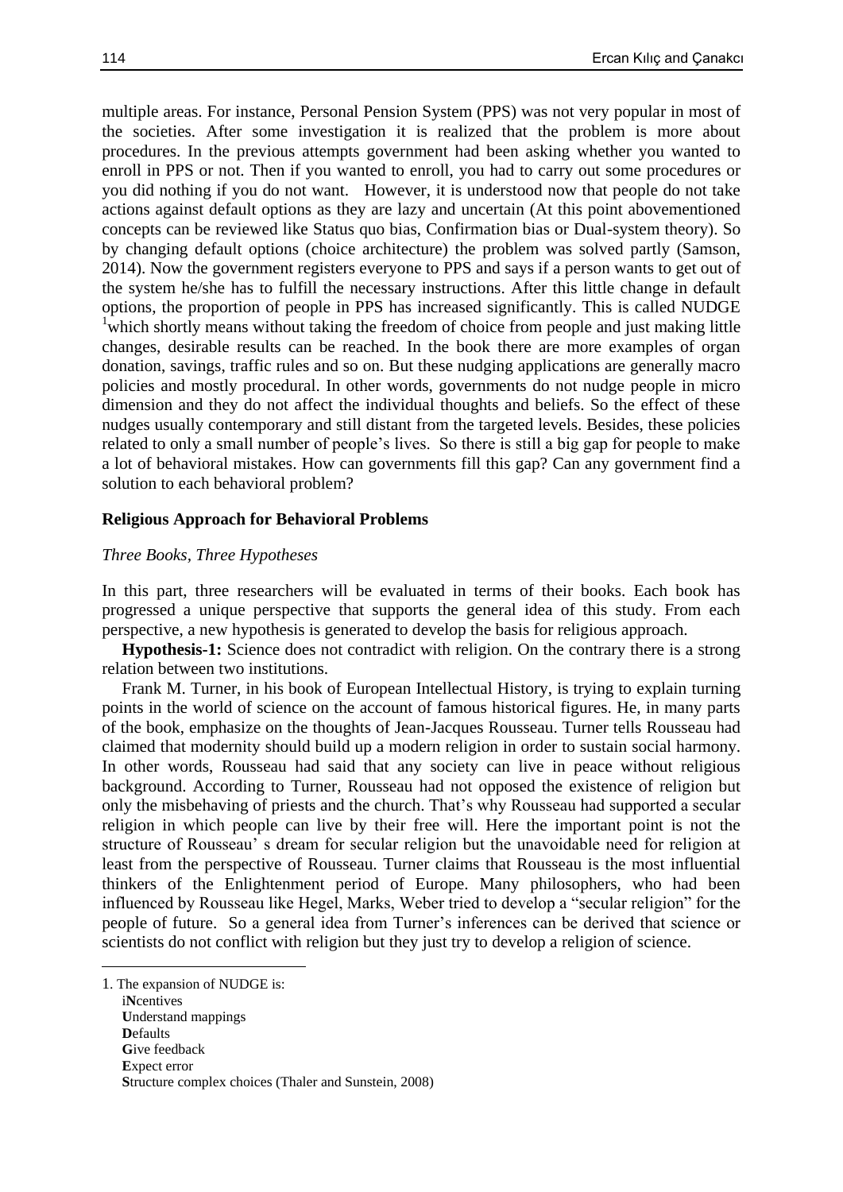multiple areas. For instance, Personal Pension System (PPS) was not very popular in most of the societies. After some investigation it is realized that the problem is more about procedures. In the previous attempts government had been asking whether you wanted to enroll in PPS or not. Then if you wanted to enroll, you had to carry out some procedures or you did nothing if you do not want. However, it is understood now that people do not take actions against default options as they are lazy and uncertain (At this point abovementioned concepts can be reviewed like Status quo bias, Confirmation bias or Dual-system theory). So by changing default options (choice architecture) the problem was solved partly (Samson, 2014). Now the government registers everyone to PPS and says if a person wants to get out of the system he/she has to fulfill the necessary instructions. After this little change in default options, the proportion of people in PPS has increased significantly. This is called NUDGE [1] which shortly means without taking the freedom of choice from people and just making little changes, desirable results can be reached. In the book there are more examples of organ donation, savings, traffic rules and so on. But these nudging applications are generally macro policies and mostly procedural. In other words, governments do not nudge people in micro dimension and they do not affect the individual thoughts and beliefs. So the effect of these nudges usually contemporary and still distant from the targeted levels. Besides, these policies related to only a small number of people's lives. So there is still a big gap for people to make a lot of behavioral mistakes. How can governments fill this gap? Can any government find a solution to each behavioral problem?

## Religious Approach for Behavioral Problems

### *Three Books, Three Hypotheses*

In this part, three researchers will be evaluated in terms of their books. Each book has progressed a unique perspective that supports the general idea of this study. From each perspective, a new hypothesis is generated to develop the basis for religious approach.

**Hypothesis-1:** Science does not contradict with religion. On the contrary there is a strong relation between two institutions.

Frank M. Turner, in his book of European Intellectual History, is trying to explain turning points in the world of science on the account of famous historical figures. He, in many parts of the book, emphasize on the thoughts of Jean-Jacques Rousseau. Turner tells Rousseau had claimed that modernity should build up a modern religion in order to sustain social harmony. In other words, Rousseau had said that any society can live in peace without religious background. According to Turner, Rousseau had not opposed the existence of religion but only the misbehaving of priests and the church. That's why Rousseau had supported a secular religion in which people can live by their free will. Here the important point is not the structure of Rousseau' s dream for secular religion but the unavoidable need for religion at least from the perspective of Rousseau. Turner claims that Rousseau is the most influential thinkers of the Enlightenment period of Europe. Many philosophers, who had been influenced by Rousseau like Hegel, Marks, Weber tried to develop a "secular religion" for the people of future. So a general idea from Turner's inferences can be derived that science or scientists do not conflict with religion but they just try to develop a religion of science.

---

1. The expansion of NUDGE is:
   i**N**centives
   **U**nderstand mappings
   **D**efaults
   **G**ive feedback
   **E**xpect error
   **S**tructure complex choices (Thaler and Sunstein, 2008)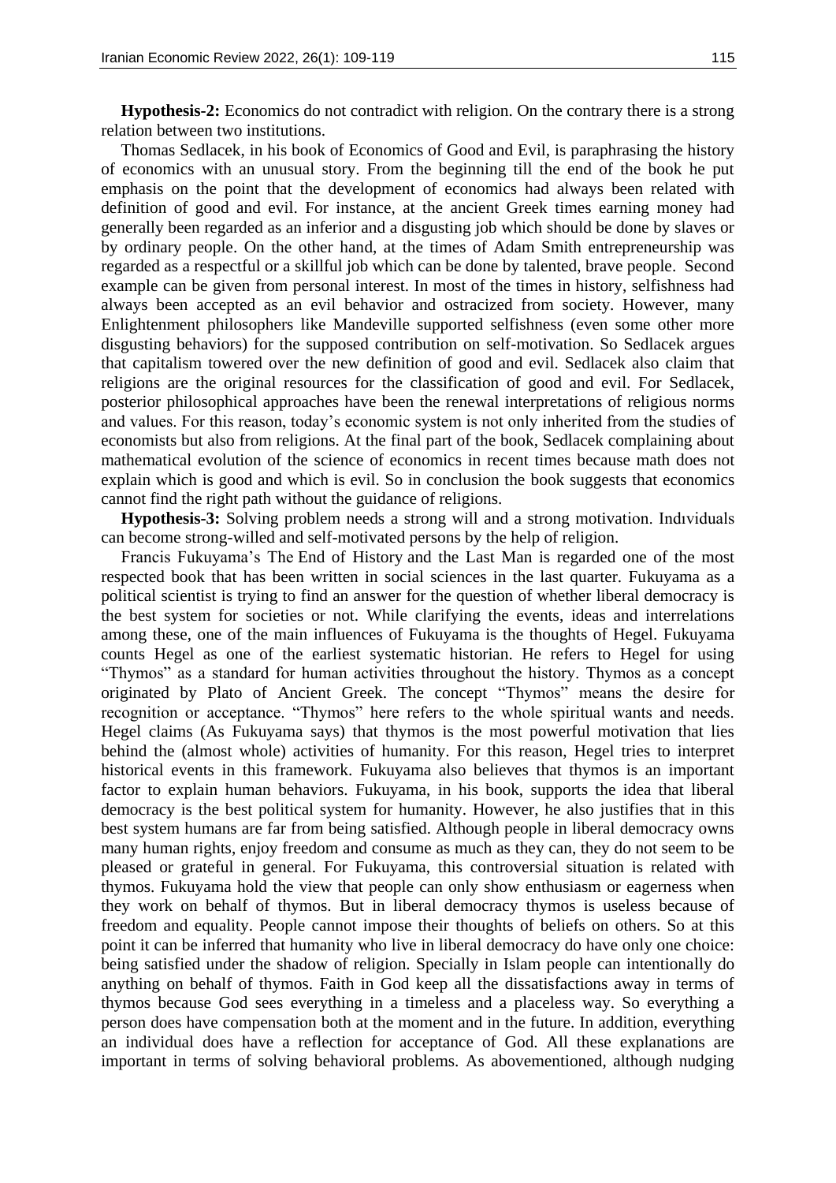**Hypothesis-2:** Economics do not contradict with religion. On the contrary there is a strong relation between two institutions.

Thomas Sedlacek, in his book of Economics of Good and Evil, is paraphrasing the history of economics with an unusual story. From the beginning till the end of the book he put emphasis on the point that the development of economics had always been related with definition of good and evil. For instance, at the ancient Greek times earning money had generally been regarded as an inferior and a disgusting job which should be done by slaves or by ordinary people. On the other hand, at the times of Adam Smith entrepreneurship was regarded as a respectful or a skillful job which can be done by talented, brave people. Second example can be given from personal interest. In most of the times in history, selfishness had always been accepted as an evil behavior and ostracized from society. However, many Enlightenment philosophers like Mandeville supported selfishness (even some other more disgusting behaviors) for the supposed contribution on self-motivation. So Sedlacek argues that capitalism towered over the new definition of good and evil. Sedlacek also claim that religions are the original resources for the classification of good and evil. For Sedlacek, posterior philosophical approaches have been the renewal interpretations of religious norms and values. For this reason, today's economic system is not only inherited from the studies of economists but also from religions. At the final part of the book, Sedlacek complaining about mathematical evolution of the science of economics in recent times because math does not explain which is good and which is evil. So in conclusion the book suggests that economics cannot find the right path without the guidance of religions.

**Hypothesis-3:** Solving problem needs a strong will and a strong motivation. Indıviduals can become strong-willed and self-motivated persons by the help of religion.

Francis Fukuyama's The End of History and the Last Man is regarded one of the most respected book that has been written in social sciences in the last quarter. Fukuyama as a political scientist is trying to find an answer for the question of whether liberal democracy is the best system for societies or not. While clarifying the events, ideas and interrelations among these, one of the main influences of Fukuyama is the thoughts of Hegel. Fukuyama counts Hegel as one of the earliest systematic historian. He refers to Hegel for using "Thymos" as a standard for human activities throughout the history. Thymos as a concept originated by Plato of Ancient Greek. The concept "Thymos" means the desire for recognition or acceptance. "Thymos" here refers to the whole spiritual wants and needs. Hegel claims (As Fukuyama says) that thymos is the most powerful motivation that lies behind the (almost whole) activities of humanity. For this reason, Hegel tries to interpret historical events in this framework. Fukuyama also believes that thymos is an important factor to explain human behaviors. Fukuyama, in his book, supports the idea that liberal democracy is the best political system for humanity. However, he also justifies that in this best system humans are far from being satisfied. Although people in liberal democracy owns many human rights, enjoy freedom and consume as much as they can, they do not seem to be pleased or grateful in general. For Fukuyama, this controversial situation is related with thymos. Fukuyama hold the view that people can only show enthusiasm or eagerness when they work on behalf of thymos. But in liberal democracy thymos is useless because of freedom and equality. People cannot impose their thoughts of beliefs on others. So at this point it can be inferred that humanity who live in liberal democracy do have only one choice: being satisfied under the shadow of religion. Specially in Islam people can intentionally do anything on behalf of thymos. Faith in God keep all the dissatisfactions away in terms of thymos because God sees everything in a timeless and a placeless way. So everything a person does have compensation both at the moment and in the future. In addition, everything an individual does have a reflection for acceptance of God. All these explanations are important in terms of solving behavioral problems. As abovementioned, although nudging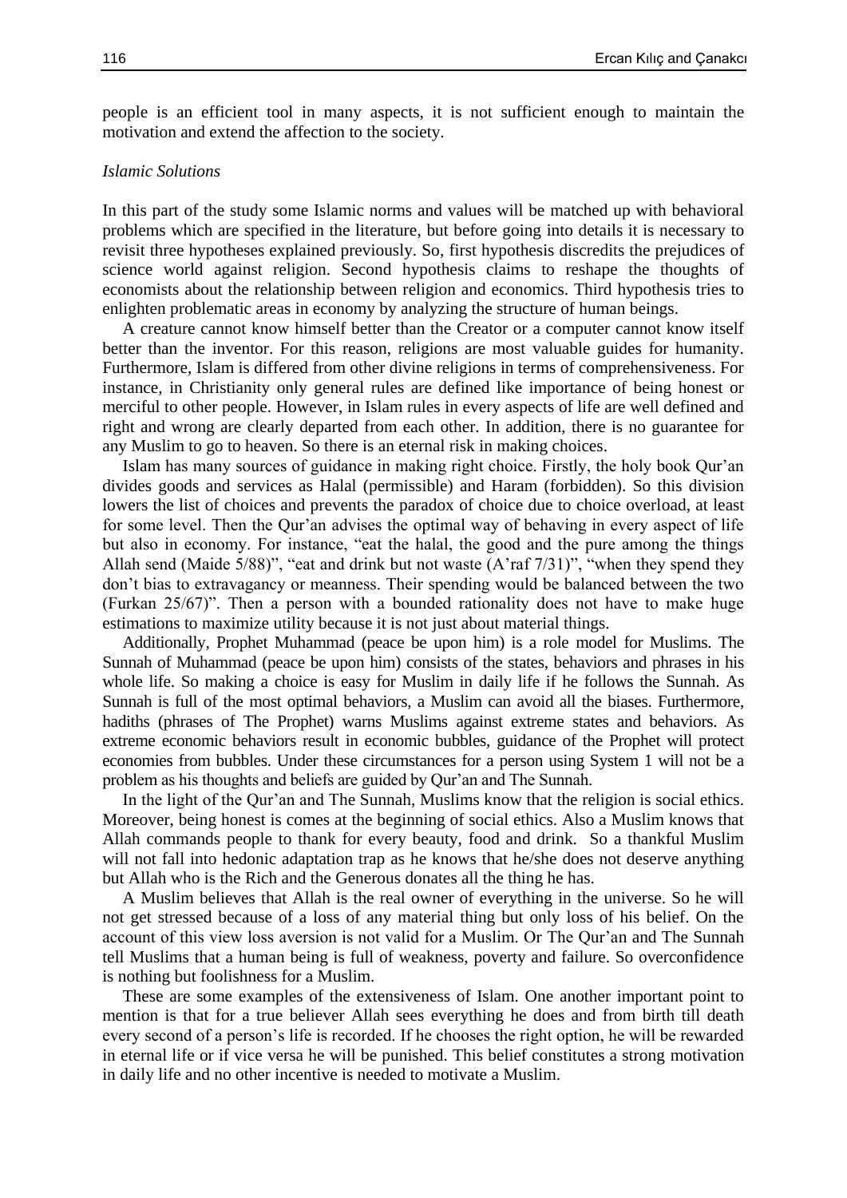people is an efficient tool in many aspects, it is not sufficient enough to maintain the motivation and extend the affection to the society.

*Islamic Solutions*

In this part of the study some Islamic norms and values will be matched up with behavioral problems which are specified in the literature, but before going into details it is necessary to revisit three hypotheses explained previously. So, first hypothesis discredits the prejudices of science world against religion. Second hypothesis claims to reshape the thoughts of economists about the relationship between religion and economics. Third hypothesis tries to enlighten problematic areas in economy by analyzing the structure of human beings.

A creature cannot know himself better than the Creator or a computer cannot know itself better than the inventor. For this reason, religions are most valuable guides for humanity. Furthermore, Islam is differed from other divine religions in terms of comprehensiveness. For instance, in Christianity only general rules are defined like importance of being honest or merciful to other people. However, in Islam rules in every aspects of life are well defined and right and wrong are clearly departed from each other. In addition, there is no guarantee for any Muslim to go to heaven. So there is an eternal risk in making choices.

Islam has many sources of guidance in making right choice. Firstly, the holy book Qur'an divides goods and services as Halal (permissible) and Haram (forbidden). So this division lowers the list of choices and prevents the paradox of choice due to choice overload, at least for some level. Then the Qur'an advises the optimal way of behaving in every aspect of life but also in economy. For instance, "eat the halal, the good and the pure among the things Allah send (Maide 5/88)", "eat and drink but not waste (A'raf 7/31)", "when they spend they don't bias to extravagancy or meanness. Their spending would be balanced between the two (Furkan 25/67)". Then a person with a bounded rationality does not have to make huge estimations to maximize utility because it is not just about material things.

Additionally, Prophet Muhammad (peace be upon him) is a role model for Muslims. The Sunnah of Muhammad (peace be upon him) consists of the states, behaviors and phrases in his whole life. So making a choice is easy for Muslim in daily life if he follows the Sunnah. As Sunnah is full of the most optimal behaviors, a Muslim can avoid all the biases. Furthermore, hadiths (phrases of The Prophet) warns Muslims against extreme states and behaviors. As extreme economic behaviors result in economic bubbles, guidance of the Prophet will protect economies from bubbles. Under these circumstances for a person using System 1 will not be a problem as his thoughts and beliefs are guided by Qur'an and The Sunnah.

In the light of the Qur'an and The Sunnah, Muslims know that the religion is social ethics. Moreover, being honest is comes at the beginning of social ethics. Also a Muslim knows that Allah commands people to thank for every beauty, food and drink. So a thankful Muslim will not fall into hedonic adaptation trap as he knows that he/she does not deserve anything but Allah who is the Rich and the Generous donates all the thing he has.

A Muslim believes that Allah is the real owner of everything in the universe. So he will not get stressed because of a loss of any material thing but only loss of his belief. On the account of this view loss aversion is not valid for a Muslim. Or The Qur'an and The Sunnah tell Muslims that a human being is full of weakness, poverty and failure. So overconfidence is nothing but foolishness for a Muslim.

These are some examples of the extensiveness of Islam. One another important point to mention is that for a true believer Allah sees everything he does and from birth till death every second of a person's life is recorded. If he chooses the right option, he will be rewarded in eternal life or if vice versa he will be punished. This belief constitutes a strong motivation in daily life and no other incentive is needed to motivate a Muslim.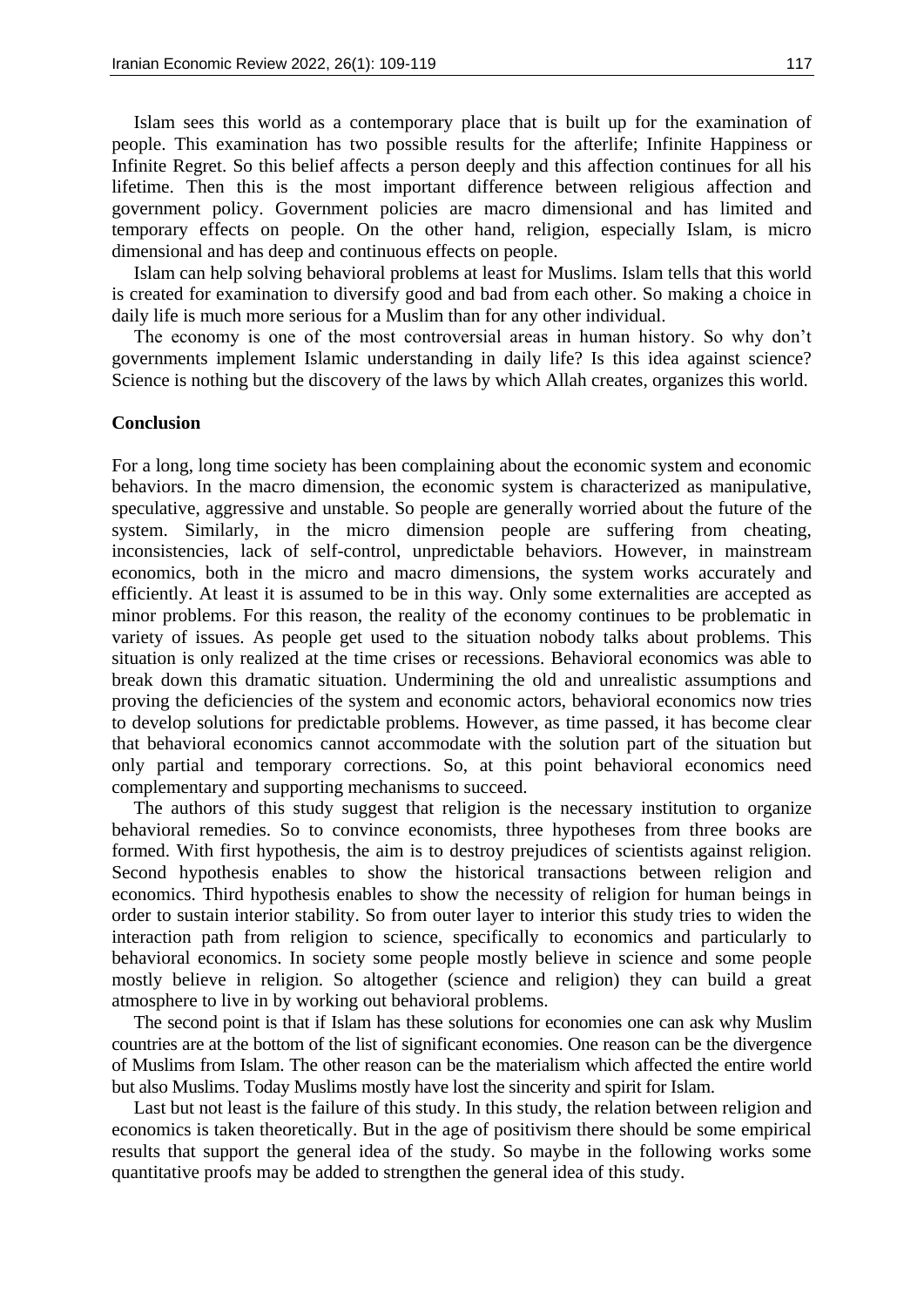Islam sees this world as a contemporary place that is built up for the examination of people. This examination has two possible results for the afterlife; Infinite Happiness or Infinite Regret. So this belief affects a person deeply and this affection continues for all his lifetime. Then this is the most important difference between religious affection and government policy. Government policies are macro dimensional and has limited and temporary effects on people. On the other hand, religion, especially Islam, is micro dimensional and has deep and continuous effects on people.

Islam can help solving behavioral problems at least for Muslims. Islam tells that this world is created for examination to diversify good and bad from each other. So making a choice in daily life is much more serious for a Muslim than for any other individual.

The economy is one of the most controversial areas in human history. So why don't governments implement Islamic understanding in daily life? Is this idea against science? Science is nothing but the discovery of the laws by which Allah creates, organizes this world.

## Conclusion

For a long, long time society has been complaining about the economic system and economic behaviors. In the macro dimension, the economic system is characterized as manipulative, speculative, aggressive and unstable. So people are generally worried about the future of the system. Similarly, in the micro dimension people are suffering from cheating, inconsistencies, lack of self-control, unpredictable behaviors. However, in mainstream economics, both in the micro and macro dimensions, the system works accurately and efficiently. At least it is assumed to be in this way. Only some externalities are accepted as minor problems. For this reason, the reality of the economy continues to be problematic in variety of issues. As people get used to the situation nobody talks about problems. This situation is only realized at the time crises or recessions. Behavioral economics was able to break down this dramatic situation. Undermining the old and unrealistic assumptions and proving the deficiencies of the system and economic actors, behavioral economics now tries to develop solutions for predictable problems. However, as time passed, it has become clear that behavioral economics cannot accommodate with the solution part of the situation but only partial and temporary corrections. So, at this point behavioral economics need complementary and supporting mechanisms to succeed.

The authors of this study suggest that religion is the necessary institution to organize behavioral remedies. So to convince economists, three hypotheses from three books are formed. With first hypothesis, the aim is to destroy prejudices of scientists against religion. Second hypothesis enables to show the historical transactions between religion and economics. Third hypothesis enables to show the necessity of religion for human beings in order to sustain interior stability. So from outer layer to interior this study tries to widen the interaction path from religion to science, specifically to economics and particularly to behavioral economics. In society some people mostly believe in science and some people mostly believe in religion. So altogether (science and religion) they can build a great atmosphere to live in by working out behavioral problems.

The second point is that if Islam has these solutions for economies one can ask why Muslim countries are at the bottom of the list of significant economies. One reason can be the divergence of Muslims from Islam. The other reason can be the materialism which affected the entire world but also Muslims. Today Muslims mostly have lost the sincerity and spirit for Islam.

Last but not least is the failure of this study. In this study, the relation between religion and economics is taken theoretically. But in the age of positivism there should be some empirical results that support the general idea of the study. So maybe in the following works some quantitative proofs may be added to strengthen the general idea of this study.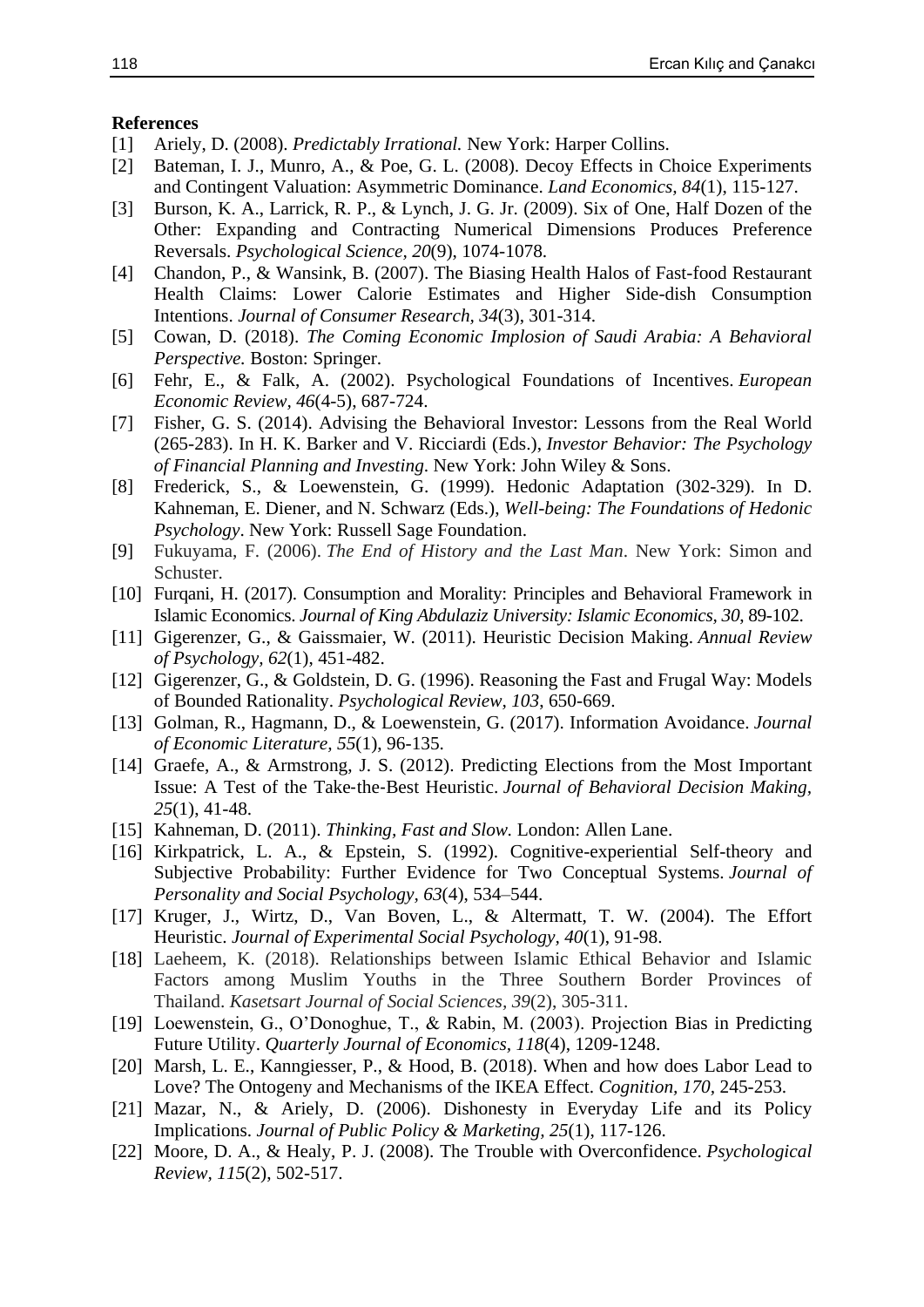**References**

[1] Ariely, D. (2008). *Predictably Irrational.* New York: Harper Collins.

[2] Bateman, I. J., Munro, A., & Poe, G. L. (2008). Decoy Effects in Choice Experiments and Contingent Valuation: Asymmetric Dominance. *Land Economics*, *84*(1), 115-127.

[3] Burson, K. A., Larrick, R. P., & Lynch, J. G. Jr. (2009). Six of One, Half Dozen of the Other: Expanding and Contracting Numerical Dimensions Produces Preference Reversals. *Psychological Science, 20*(9), 1074-1078.

[4] Chandon, P., & Wansink, B. (2007). The Biasing Health Halos of Fast-food Restaurant Health Claims: Lower Calorie Estimates and Higher Side-dish Consumption Intentions. *Journal of Consumer Research, 34*(3), 301-314.

[5] Cowan, D. (2018). *The Coming Economic Implosion of Saudi Arabia: A Behavioral Perspective.* Boston: Springer.

[6] Fehr, E., & Falk, A. (2002). Psychological Foundations of Incentives. *European Economic Review, 46*(4-5), 687-724.

[7] Fisher, G. S. (2014). Advising the Behavioral Investor: Lessons from the Real World (265-283). In H. K. Barker and V. Ricciardi (Eds.), *Investor Behavior: The Psychology of Financial Planning and Investing*. New York: John Wiley & Sons.

[8] Frederick, S., & Loewenstein, G. (1999). Hedonic Adaptation (302-329). In D. Kahneman, E. Diener, and N. Schwarz (Eds.), *Well-being: The Foundations of Hedonic Psychology*. New York: Russell Sage Foundation.

[9] Fukuyama, F. (2006). *The End of History and the Last Man*. New York: Simon and Schuster.

[10] Furqani, H. (2017). Consumption and Morality: Principles and Behavioral Framework in Islamic Economics. *Journal of King Abdulaziz University: Islamic Economics, 30*, 89-102.

[11] Gigerenzer, G., & Gaissmaier, W. (2011). Heuristic Decision Making. *Annual Review of Psychology, 62*(1), 451-482.

[12] Gigerenzer, G., & Goldstein, D. G. (1996). Reasoning the Fast and Frugal Way: Models of Bounded Rationality. *Psychological Review*, *103*, 650-669.

[13] Golman, R., Hagmann, D., & Loewenstein, G. (2017). Information Avoidance. *Journal of Economic Literature, 55*(1), 96-135.

[14] Graefe, A., & Armstrong, J. S. (2012). Predicting Elections from the Most Important Issue: A Test of the Take-the-Best Heuristic. *Journal of Behavioral Decision Making*, *25*(1), 41-48.

[15] Kahneman, D. (2011). *Thinking, Fast and Slow.* London: Allen Lane.

[16] Kirkpatrick, L. A., & Epstein, S. (1992). Cognitive-experiential Self-theory and Subjective Probability: Further Evidence for Two Conceptual Systems. *Journal of Personality and Social Psychology*, *63*(4), 534–544.

[17] Kruger, J., Wirtz, D., Van Boven, L., & Altermatt, T. W. (2004). The Effort Heuristic. *Journal of Experimental Social Psychology, 40*(1), 91-98.

[18] Laeheem, K. (2018). Relationships between Islamic Ethical Behavior and Islamic Factors among Muslim Youths in the Three Southern Border Provinces of Thailand. *Kasetsart Journal of Social Sciences*, *39*(2), 305-311.

[19] Loewenstein, G., O'Donoghue, T., & Rabin, M. (2003). Projection Bias in Predicting Future Utility. *Quarterly Journal of Economics, 118*(4), 1209-1248.

[20] Marsh, L. E., Kanngiesser, P., & Hood, B. (2018). When and how does Labor Lead to Love? The Ontogeny and Mechanisms of the IKEA Effect. *Cognition*, *170,* 245-253.

[21] Mazar, N., & Ariely, D. (2006). Dishonesty in Everyday Life and its Policy Implications. *Journal of Public Policy & Marketing, 25*(1), 117-126.

[22] Moore, D. A., & Healy, P. J. (2008). The Trouble with Overconfidence. *Psychological Review*, *115*(2), 502-517.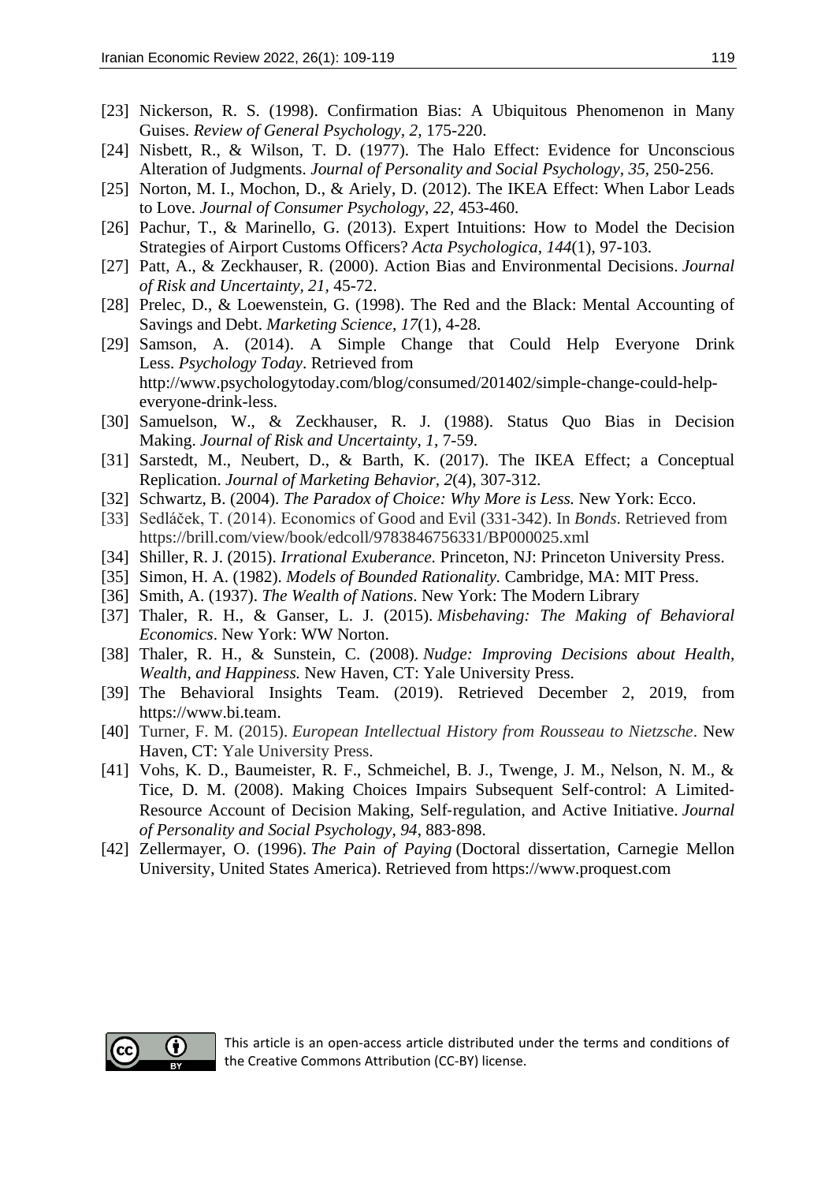[23] Nickerson, R. S. (1998). Confirmation Bias: A Ubiquitous Phenomenon in Many Guises. *Review of General Psychology*, *2*, 175-220.

[24] Nisbett, R., & Wilson, T. D. (1977). The Halo Effect: Evidence for Unconscious Alteration of Judgments. *Journal of Personality and Social Psychology*, *35*, 250-256.

[25] Norton, M. I., Mochon, D., & Ariely, D. (2012). The IKEA Effect: When Labor Leads to Love. *Journal of Consumer Psychology*, *22*, 453-460.

[26] Pachur, T., & Marinello, G. (2013). Expert Intuitions: How to Model the Decision Strategies of Airport Customs Officers? *Acta Psychologica*, *144*(1), 97-103.

[27] Patt, A., & Zeckhauser, R. (2000). Action Bias and Environmental Decisions. *Journal of Risk and Uncertainty*, *21*, 45-72.

[28] Prelec, D., & Loewenstein, G. (1998). The Red and the Black: Mental Accounting of Savings and Debt. *Marketing Science*, *17*(1), 4-28.

[29] Samson, A. (2014). A Simple Change that Could Help Everyone Drink Less. *Psychology Today*. Retrieved from http://www.psychologytoday.com/blog/consumed/201402/simple-change-could-help-everyone-drink-less.

[30] Samuelson, W., & Zeckhauser, R. J. (1988). Status Quo Bias in Decision Making. *Journal of Risk and Uncertainty*, *1*, 7-59.

[31] Sarstedt, M., Neubert, D., & Barth, K. (2017). The IKEA Effect; a Conceptual Replication. *Journal of Marketing Behavior*, *2*(4), 307-312.

[32] Schwartz, B. (2004). *The Paradox of Choice: Why More is Less.* New York: Ecco.

[33] Sedláček, T. (2014). Economics of Good and Evil (331-342). In *Bonds*. Retrieved from https://brill.com/view/book/edcoll/9783846756331/BP000025.xml

[34] Shiller, R. J. (2015). *Irrational Exuberance.* Princeton, NJ: Princeton University Press.

[35] Simon, H. A. (1982). *Models of Bounded Rationality.* Cambridge, MA: MIT Press.

[36] Smith, A. (1937). *The Wealth of Nations*. New York: The Modern Library

[37] Thaler, R. H., & Ganser, L. J. (2015). *Misbehaving: The Making of Behavioral Economics*. New York: WW Norton.

[38] Thaler, R. H., & Sunstein, C. (2008). *Nudge: Improving Decisions about Health, Wealth, and Happiness.* New Haven, CT: Yale University Press.

[39] The Behavioral Insights Team. (2019). Retrieved December 2, 2019, from https://www.bi.team.

[40] Turner, F. M. (2015). *European Intellectual History from Rousseau to Nietzsche*. New Haven, CT: Yale University Press.

[41] Vohs, K. D., Baumeister, R. F., Schmeichel, B. J., Twenge, J. M., Nelson, N. M., & Tice, D. M. (2008). Making Choices Impairs Subsequent Self-control: A Limited-Resource Account of Decision Making, Self-regulation, and Active Initiative. *Journal of Personality and Social Psychology*, *94*, 883-898.

[42] Zellermayer, O. (1996). *The Pain of Paying* (Doctoral dissertation, Carnegie Mellon University, United States America). Retrieved from https://www.proquest.com

This article is an open-access article distributed under the terms and conditions of the Creative Commons Attribution (CC-BY) license.